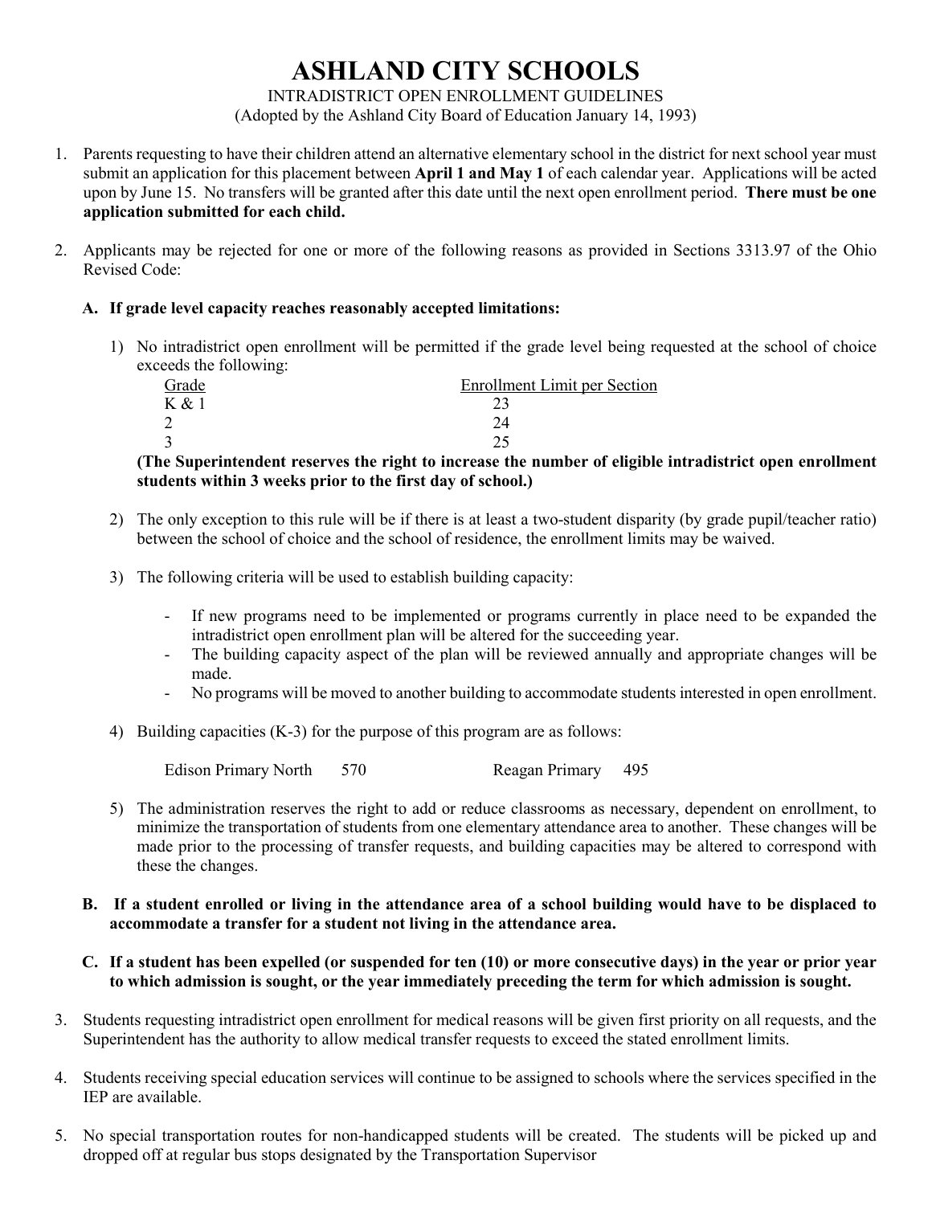# ASHLAND CITY SCHOOLS

INTRADISTRICT OPEN ENROLLMENT GUIDELINES
(Adopted by the Ashland City Board of Education January 14, 1993)

1. Parents requesting to have their children attend an alternative elementary school in the district for next school year must submit an application for this placement between **April 1 and May 1** of each calendar year. Applications will be acted upon by June 15. No transfers will be granted after this date until the next open enrollment period. **There must be one application submitted for each child.**

2. Applicants may be rejected for one or more of the following reasons as provided in Sections 3313.97 of the Ohio Revised Code:

   **A. If grade level capacity reaches reasonably accepted limitations:**

   1) No intradistrict open enrollment will be permitted if the grade level being requested at the school of choice exceeds the following:

   | Grade | Enrollment Limit per Section |
   |---|---|
   | K & 1 | 23 |
   | 2 | 24 |
   | 3 | 25 |

   **(The Superintendent reserves the right to increase the number of eligible intradistrict open enrollment students within 3 weeks prior to the first day of school.)**

   2) The only exception to this rule will be if there is at least a two-student disparity (by grade pupil/teacher ratio) between the school of choice and the school of residence, the enrollment limits may be waived.

   3) The following criteria will be used to establish building capacity:

      - If new programs need to be implemented or programs currently in place need to be expanded the intradistrict open enrollment plan will be altered for the succeeding year.
      - The building capacity aspect of the plan will be reviewed annually and appropriate changes will be made.
      - No programs will be moved to another building to accommodate students interested in open enrollment.

   4) Building capacities (K-3) for the purpose of this program are as follows:

      Edison Primary North 570 Reagan Primary 495

   5) The administration reserves the right to add or reduce classrooms as necessary, dependent on enrollment, to minimize the transportation of students from one elementary attendance area to another. These changes will be made prior to the processing of transfer requests, and building capacities may be altered to correspond with these the changes.

   **B. If a student enrolled or living in the attendance area of a school building would have to be displaced to accommodate a transfer for a student not living in the attendance area.**

   **C. If a student has been expelled (or suspended for ten (10) or more consecutive days) in the year or prior year to which admission is sought, or the year immediately preceding the term for which admission is sought.**

3. Students requesting intradistrict open enrollment for medical reasons will be given first priority on all requests, and the Superintendent has the authority to allow medical transfer requests to exceed the stated enrollment limits.

4. Students receiving special education services will continue to be assigned to schools where the services specified in the IEP are available.

5. No special transportation routes for non-handicapped students will be created. The students will be picked up and dropped off at regular bus stops designated by the Transportation Supervisor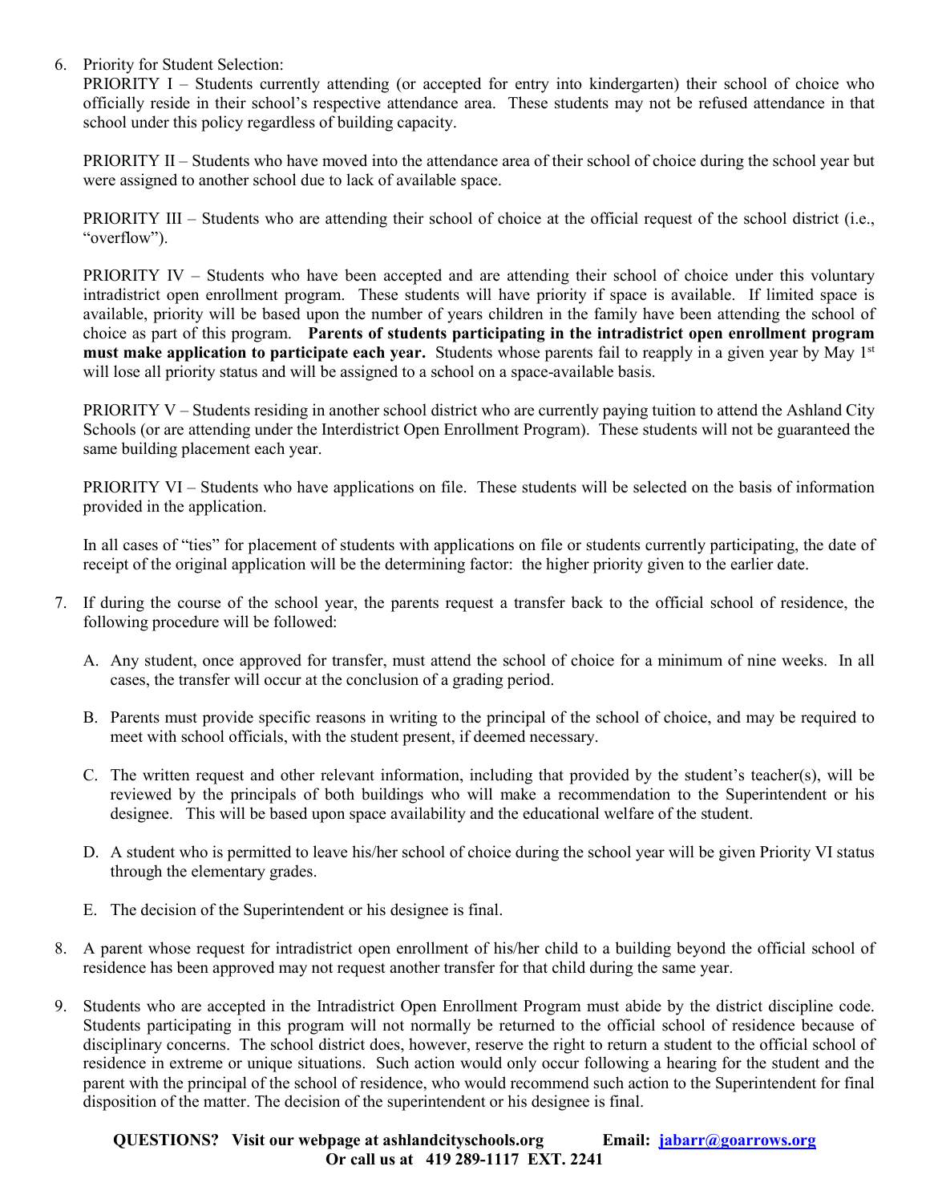6. Priority for Student Selection:
   PRIORITY I – Students currently attending (or accepted for entry into kindergarten) their school of choice who officially reside in their school's respective attendance area. These students may not be refused attendance in that school under this policy regardless of building capacity.

   PRIORITY II – Students who have moved into the attendance area of their school of choice during the school year but were assigned to another school due to lack of available space.

   PRIORITY III – Students who are attending their school of choice at the official request of the school district (i.e., "overflow").

   PRIORITY IV – Students who have been accepted and are attending their school of choice under this voluntary intradistrict open enrollment program. These students will have priority if space is available. If limited space is available, priority will be based upon the number of years children in the family have been attending the school of choice as part of this program. **Parents of students participating in the intradistrict open enrollment program must make application to participate each year.** Students whose parents fail to reapply in a given year by May 1st will lose all priority status and will be assigned to a school on a space-available basis.

   PRIORITY V – Students residing in another school district who are currently paying tuition to attend the Ashland City Schools (or are attending under the Interdistrict Open Enrollment Program). These students will not be guaranteed the same building placement each year.

   PRIORITY VI – Students who have applications on file. These students will be selected on the basis of information provided in the application.

   In all cases of "ties" for placement of students with applications on file or students currently participating, the date of receipt of the original application will be the determining factor: the higher priority given to the earlier date.

7. If during the course of the school year, the parents request a transfer back to the official school of residence, the following procedure will be followed:

   A. Any student, once approved for transfer, must attend the school of choice for a minimum of nine weeks. In all cases, the transfer will occur at the conclusion of a grading period.

   B. Parents must provide specific reasons in writing to the principal of the school of choice, and may be required to meet with school officials, with the student present, if deemed necessary.

   C. The written request and other relevant information, including that provided by the student's teacher(s), will be reviewed by the principals of both buildings who will make a recommendation to the Superintendent or his designee. This will be based upon space availability and the educational welfare of the student.

   D. A student who is permitted to leave his/her school of choice during the school year will be given Priority VI status through the elementary grades.

   E. The decision of the Superintendent or his designee is final.

8. A parent whose request for intradistrict open enrollment of his/her child to a building beyond the official school of residence has been approved may not request another transfer for that child during the same year.

9. Students who are accepted in the Intradistrict Open Enrollment Program must abide by the district discipline code. Students participating in this program will not normally be returned to the official school of residence because of disciplinary concerns. The school district does, however, reserve the right to return a student to the official school of residence in extreme or unique situations. Such action would only occur following a hearing for the student and the parent with the principal of the school of residence, who would recommend such action to the Superintendent for final disposition of the matter. The decision of the superintendent or his designee is final.

**QUESTIONS? Visit our webpage at ashlandcityschools.org Email: jabarr@goarrows.org**
**Or call us at 419 289-1117 EXT. 2241**